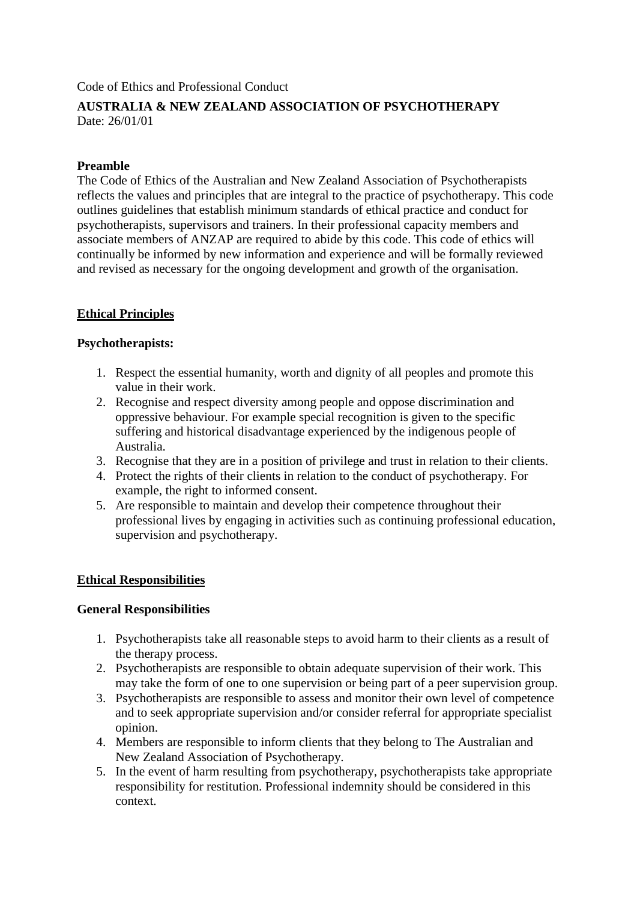Code of Ethics and Professional Conduct

**AUSTRALIA & NEW ZEALAND ASSOCIATION OF PSYCHOTHERAPY**
Date: 26/01/01

**Preamble**

The Code of Ethics of the Australian and New Zealand Association of Psychotherapists reflects the values and principles that are integral to the practice of psychotherapy. This code outlines guidelines that establish minimum standards of ethical practice and conduct for psychotherapists, supervisors and trainers. In their professional capacity members and associate members of ANZAP are required to abide by this code. This code of ethics will continually be informed by new information and experience and will be formally reviewed and revised as necessary for the ongoing development and growth of the organisation.

## Ethical Principles

**Psychotherapists:**

1. Respect the essential humanity, worth and dignity of all peoples and promote this value in their work.
2. Recognise and respect diversity among people and oppose discrimination and oppressive behaviour. For example special recognition is given to the specific suffering and historical disadvantage experienced by the indigenous people of Australia.
3. Recognise that they are in a position of privilege and trust in relation to their clients.
4. Protect the rights of their clients in relation to the conduct of psychotherapy. For example, the right to informed consent.
5. Are responsible to maintain and develop their competence throughout their professional lives by engaging in activities such as continuing professional education, supervision and psychotherapy.

## Ethical Responsibilities

**General Responsibilities**

1. Psychotherapists take all reasonable steps to avoid harm to their clients as a result of the therapy process.
2. Psychotherapists are responsible to obtain adequate supervision of their work. This may take the form of one to one supervision or being part of a peer supervision group.
3. Psychotherapists are responsible to assess and monitor their own level of competence and to seek appropriate supervision and/or consider referral for appropriate specialist opinion.
4. Members are responsible to inform clients that they belong to The Australian and New Zealand Association of Psychotherapy.
5. In the event of harm resulting from psychotherapy, psychotherapists take appropriate responsibility for restitution. Professional indemnity should be considered in this context.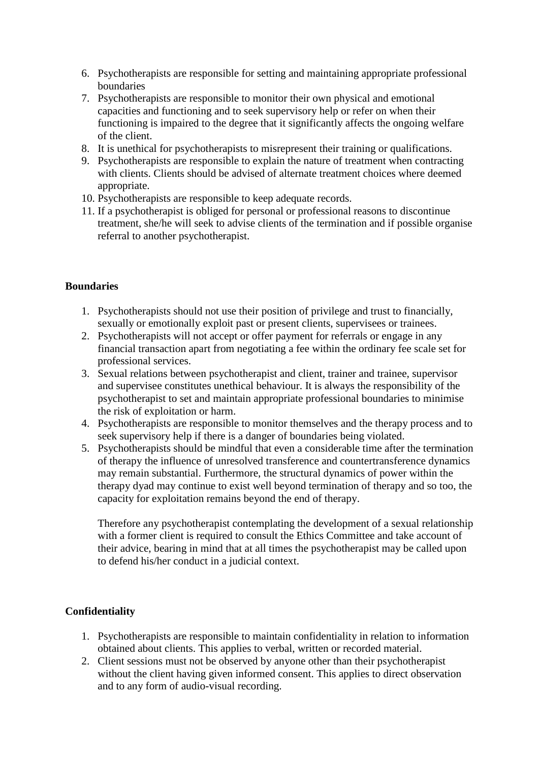6. Psychotherapists are responsible for setting and maintaining appropriate professional boundaries
7. Psychotherapists are responsible to monitor their own physical and emotional capacities and functioning and to seek supervisory help or refer on when their functioning is impaired to the degree that it significantly affects the ongoing welfare of the client.
8. It is unethical for psychotherapists to misrepresent their training or qualifications.
9. Psychotherapists are responsible to explain the nature of treatment when contracting with clients. Clients should be advised of alternate treatment choices where deemed appropriate.
10. Psychotherapists are responsible to keep adequate records.
11. If a psychotherapist is obliged for personal or professional reasons to discontinue treatment, she/he will seek to advise clients of the termination and if possible organise referral to another psychotherapist.

**Boundaries**

1. Psychotherapists should not use their position of privilege and trust to financially, sexually or emotionally exploit past or present clients, supervisees or trainees.
2. Psychotherapists will not accept or offer payment for referrals or engage in any financial transaction apart from negotiating a fee within the ordinary fee scale set for professional services.
3. Sexual relations between psychotherapist and client, trainer and trainee, supervisor and supervisee constitutes unethical behaviour. It is always the responsibility of the psychotherapist to set and maintain appropriate professional boundaries to minimise the risk of exploitation or harm.
4. Psychotherapists are responsible to monitor themselves and the therapy process and to seek supervisory help if there is a danger of boundaries being violated.
5. Psychotherapists should be mindful that even a considerable time after the termination of therapy the influence of unresolved transference and countertransference dynamics may remain substantial. Furthermore, the structural dynamics of power within the therapy dyad may continue to exist well beyond termination of therapy and so too, the capacity for exploitation remains beyond the end of therapy.

   Therefore any psychotherapist contemplating the development of a sexual relationship with a former client is required to consult the Ethics Committee and take account of their advice, bearing in mind that at all times the psychotherapist may be called upon to defend his/her conduct in a judicial context.

**Confidentiality**

1. Psychotherapists are responsible to maintain confidentiality in relation to information obtained about clients. This applies to verbal, written or recorded material.
2. Client sessions must not be observed by anyone other than their psychotherapist without the client having given informed consent. This applies to direct observation and to any form of audio-visual recording.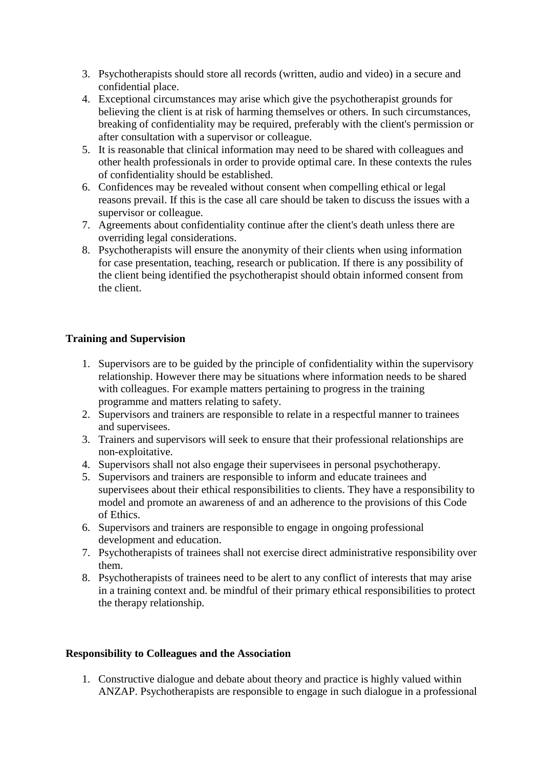3. Psychotherapists should store all records (written, audio and video) in a secure and confidential place.
4. Exceptional circumstances may arise which give the psychotherapist grounds for believing the client is at risk of harming themselves or others. In such circumstances, breaking of confidentiality may be required, preferably with the client's permission or after consultation with a supervisor or colleague.
5. It is reasonable that clinical information may need to be shared with colleagues and other health professionals in order to provide optimal care. In these contexts the rules of confidentiality should be established.
6. Confidences may be revealed without consent when compelling ethical or legal reasons prevail. If this is the case all care should be taken to discuss the issues with a supervisor or colleague.
7. Agreements about confidentiality continue after the client's death unless there are overriding legal considerations.
8. Psychotherapists will ensure the anonymity of their clients when using information for case presentation, teaching, research or publication. If there is any possibility of the client being identified the psychotherapist should obtain informed consent from the client.

**Training and Supervision**

1. Supervisors are to be guided by the principle of confidentiality within the supervisory relationship. However there may be situations where information needs to be shared with colleagues. For example matters pertaining to progress in the training programme and matters relating to safety.
2. Supervisors and trainers are responsible to relate in a respectful manner to trainees and supervisees.
3. Trainers and supervisors will seek to ensure that their professional relationships are non-exploitative.
4. Supervisors shall not also engage their supervisees in personal psychotherapy.
5. Supervisors and trainers are responsible to inform and educate trainees and supervisees about their ethical responsibilities to clients. They have a responsibility to model and promote an awareness of and an adherence to the provisions of this Code of Ethics.
6. Supervisors and trainers are responsible to engage in ongoing professional development and education.
7. Psychotherapists of trainees shall not exercise direct administrative responsibility over them.
8. Psychotherapists of trainees need to be alert to any conflict of interests that may arise in a training context and. be mindful of their primary ethical responsibilities to protect the therapy relationship.

**Responsibility to Colleagues and the Association**

1. Constructive dialogue and debate about theory and practice is highly valued within ANZAP. Psychotherapists are responsible to engage in such dialogue in a professional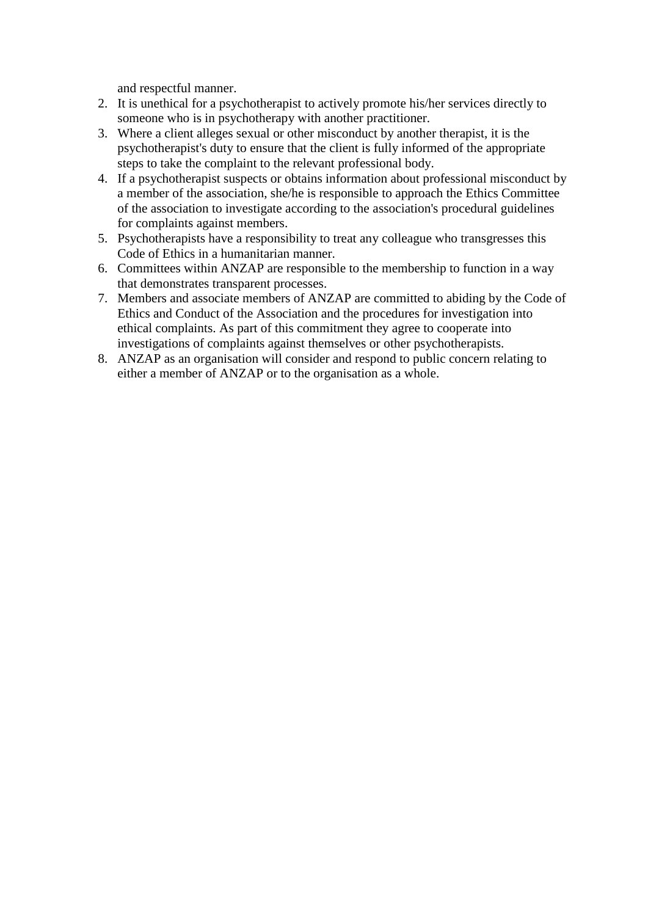and respectful manner.

2. It is unethical for a psychotherapist to actively promote his/her services directly to someone who is in psychotherapy with another practitioner.
3. Where a client alleges sexual or other misconduct by another therapist, it is the psychotherapist's duty to ensure that the client is fully informed of the appropriate steps to take the complaint to the relevant professional body.
4. If a psychotherapist suspects or obtains information about professional misconduct by a member of the association, she/he is responsible to approach the Ethics Committee of the association to investigate according to the association's procedural guidelines for complaints against members.
5. Psychotherapists have a responsibility to treat any colleague who transgresses this Code of Ethics in a humanitarian manner.
6. Committees within ANZAP are responsible to the membership to function in a way that demonstrates transparent processes.
7. Members and associate members of ANZAP are committed to abiding by the Code of Ethics and Conduct of the Association and the procedures for investigation into ethical complaints. As part of this commitment they agree to cooperate into investigations of complaints against themselves or other psychotherapists.
8. ANZAP as an organisation will consider and respond to public concern relating to either a member of ANZAP or to the organisation as a whole.